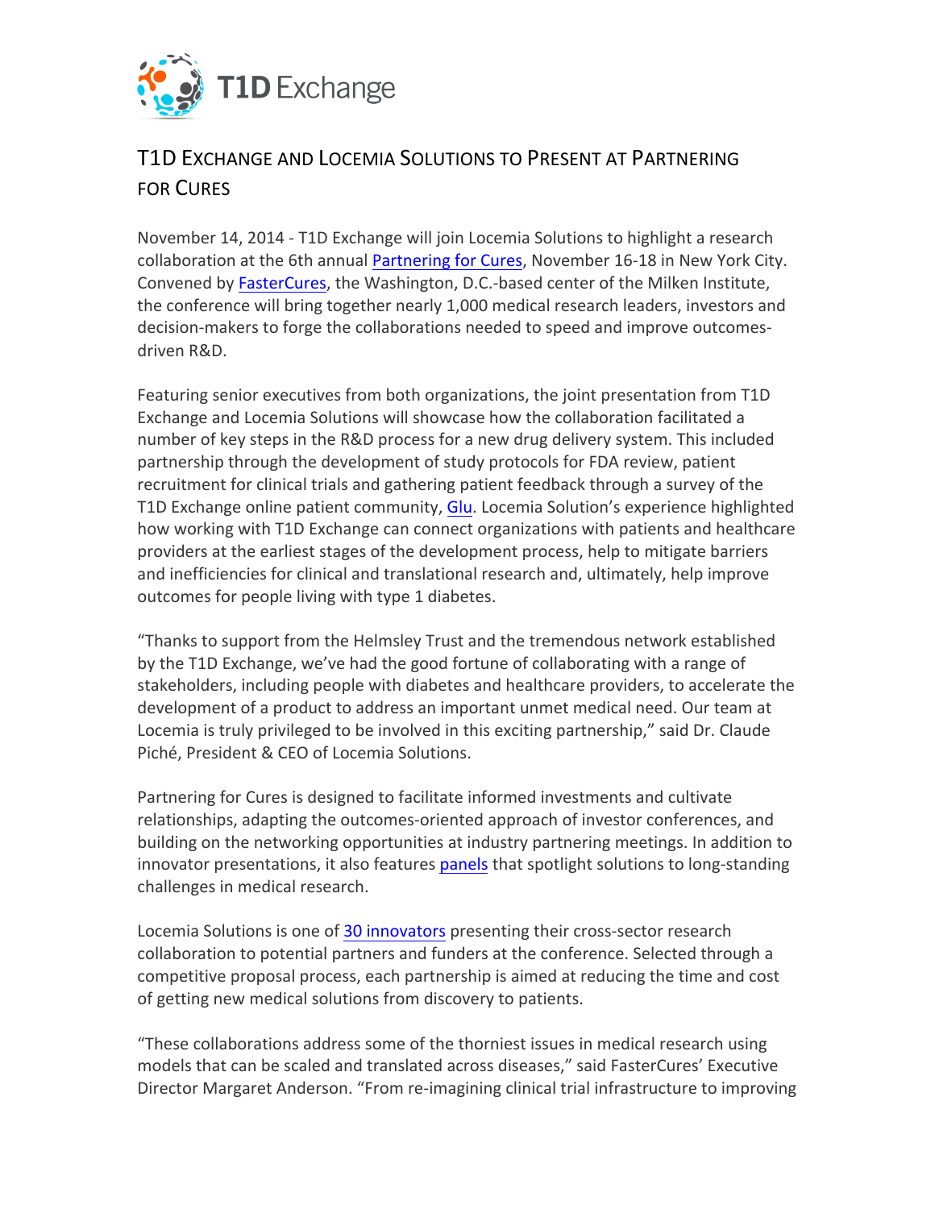T1D Exchange

# T1D EXCHANGE AND LOCEMIA SOLUTIONS TO PRESENT AT PARTNERING FOR CURES

November 14, 2014 - T1D Exchange will join Locemia Solutions to highlight a research collaboration at the 6th annual Partnering for Cures, November 16-18 in New York City. Convened by FasterCures, the Washington, D.C.-based center of the Milken Institute, the conference will bring together nearly 1,000 medical research leaders, investors and decision-makers to forge the collaborations needed to speed and improve outcomes-driven R&D.

Featuring senior executives from both organizations, the joint presentation from T1D Exchange and Locemia Solutions will showcase how the collaboration facilitated a number of key steps in the R&D process for a new drug delivery system. This included partnership through the development of study protocols for FDA review, patient recruitment for clinical trials and gathering patient feedback through a survey of the T1D Exchange online patient community, Glu. Locemia Solution's experience highlighted how working with T1D Exchange can connect organizations with patients and healthcare providers at the earliest stages of the development process, help to mitigate barriers and inefficiencies for clinical and translational research and, ultimately, help improve outcomes for people living with type 1 diabetes.

"Thanks to support from the Helmsley Trust and the tremendous network established by the T1D Exchange, we've had the good fortune of collaborating with a range of stakeholders, including people with diabetes and healthcare providers, to accelerate the development of a product to address an important unmet medical need. Our team at Locemia is truly privileged to be involved in this exciting partnership," said Dr. Claude Piché, President & CEO of Locemia Solutions.

Partnering for Cures is designed to facilitate informed investments and cultivate relationships, adapting the outcomes-oriented approach of investor conferences, and building on the networking opportunities at industry partnering meetings. In addition to innovator presentations, it also features panels that spotlight solutions to long-standing challenges in medical research.

Locemia Solutions is one of 30 innovators presenting their cross-sector research collaboration to potential partners and funders at the conference. Selected through a competitive proposal process, each partnership is aimed at reducing the time and cost of getting new medical solutions from discovery to patients.

"These collaborations address some of the thorniest issues in medical research using models that can be scaled and translated across diseases," said FasterCures' Executive Director Margaret Anderson. "From re-imagining clinical trial infrastructure to improving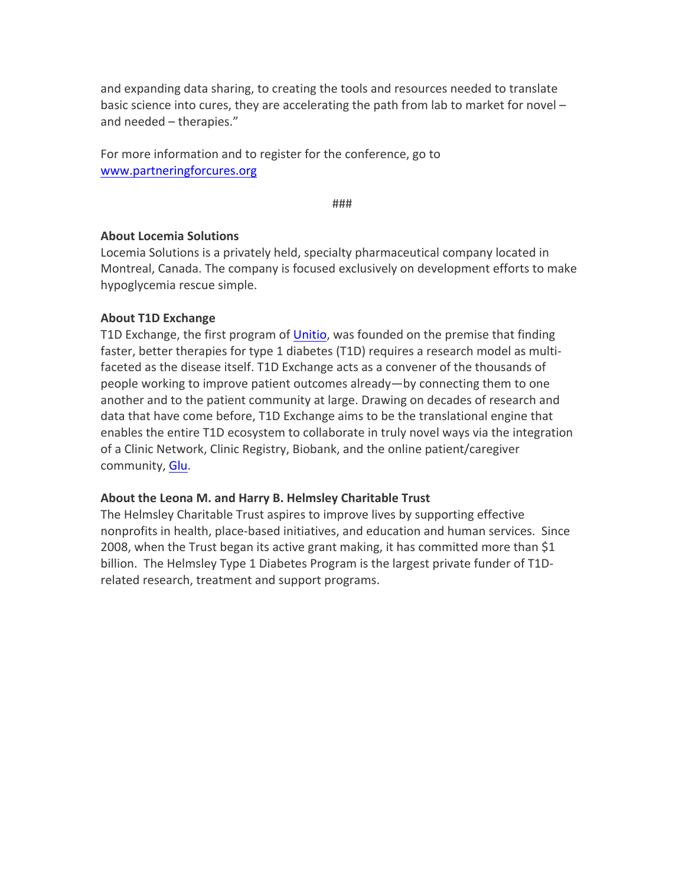and expanding data sharing, to creating the tools and resources needed to translate basic science into cures, they are accelerating the path from lab to market for novel – and needed – therapies."

For more information and to register for the conference, go to www.partneringforcures.org

###

**About Locemia Solutions**

Locemia Solutions is a privately held, specialty pharmaceutical company located in Montreal, Canada. The company is focused exclusively on development efforts to make hypoglycemia rescue simple.

**About T1D Exchange**

T1D Exchange, the first program of Unitio, was founded on the premise that finding faster, better therapies for type 1 diabetes (T1D) requires a research model as multi-faceted as the disease itself. T1D Exchange acts as a convener of the thousands of people working to improve patient outcomes already—by connecting them to one another and to the patient community at large. Drawing on decades of research and data that have come before, T1D Exchange aims to be the translational engine that enables the entire T1D ecosystem to collaborate in truly novel ways via the integration of a Clinic Network, Clinic Registry, Biobank, and the online patient/caregiver community, Glu.

**About the Leona M. and Harry B. Helmsley Charitable Trust**

The Helmsley Charitable Trust aspires to improve lives by supporting effective nonprofits in health, place-based initiatives, and education and human services. Since 2008, when the Trust began its active grant making, it has committed more than $1 billion. The Helmsley Type 1 Diabetes Program is the largest private funder of T1D-related research, treatment and support programs.